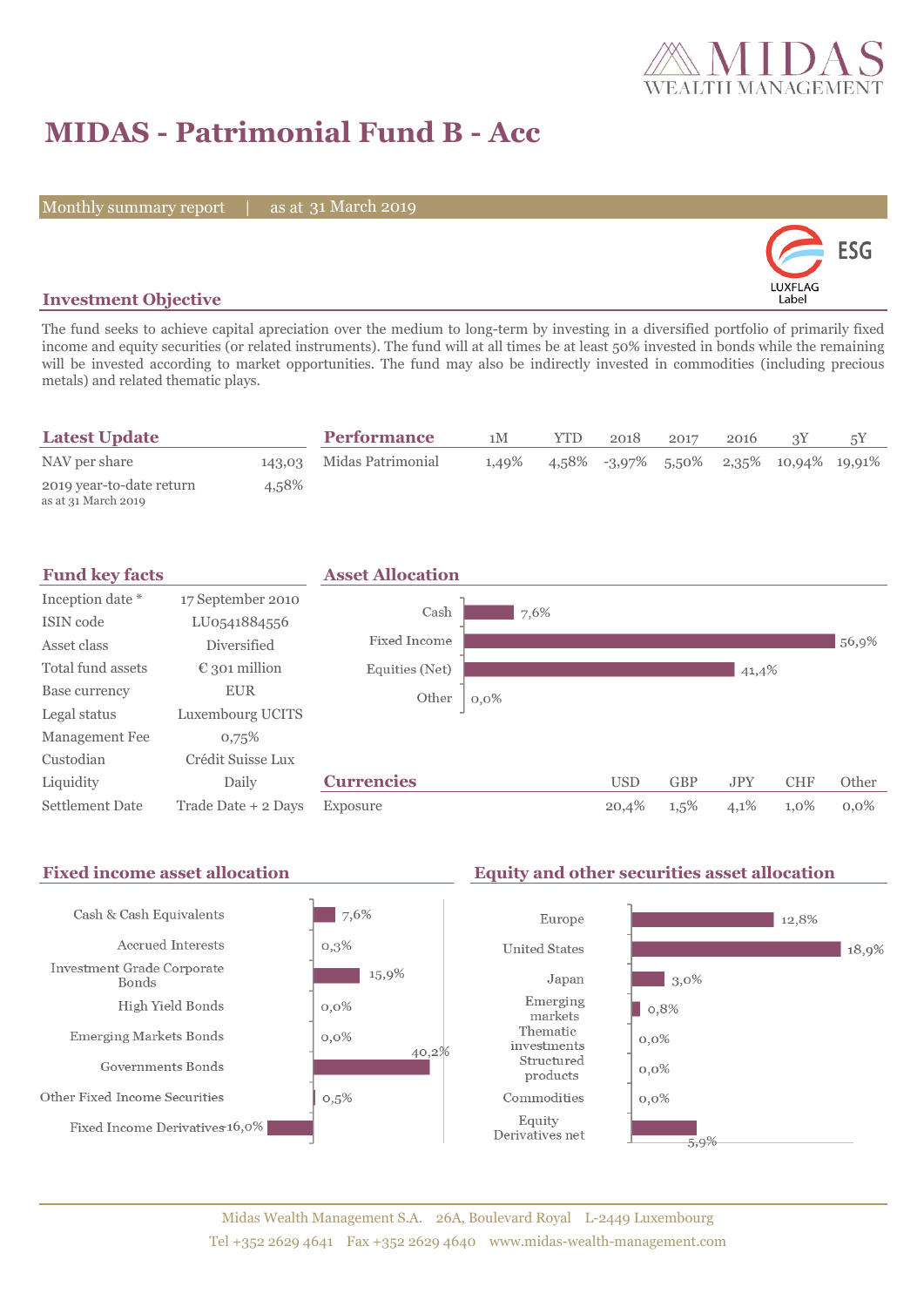# MIDAS - Patrimonial Fund B - Acc

Monthly summary report | as at 31 March 2019

## Investment Objective

The fund seeks to achieve capital apreciation over the medium to long-term by investing in a diversified portfolio of primarily fixed income and equity securities (or related instruments). The fund will at all times be at least 50% invested in bonds while the remaining will be invested according to market opportunities. The fund may also be indirectly invested in commodities (including precious metals) and related thematic plays.

## Latest Update

| | |
|---|---|
| NAV per share | 143,03 |
| 2019 year-to-date return<br>as at 31 March 2019 | 4,58% |

## Performance

| | 1M | YTD | 2018 | 2017 | 2016 | 3Y | 5Y |
|---|---|---|---|---|---|---|---|
| Midas Patrimonial | 1,49% | 4,58% | -3,97% | 5,50% | 2,35% | 10,94% | 19,91% |

## Fund key facts

| | |
|---|---|
| Inception date * | 17 September 2010 |
| ISIN code | LU0541884556 |
| Asset class | Diversified |
| Total fund assets | € 301 million |
| Base currency | EUR |
| Legal status | Luxembourg UCITS |
| Management Fee | 0,75% |
| Custodian | Crédit Suisse Lux |
| Liquidity | Daily |
| Settlement Date | Trade Date + 2 Days |

## Asset Allocation

| | |
|---|---|
| Cash | 7,6% |
| Fixed Income | 56,9% |
| Equities (Net) | 41,4% |
| Other | 0,0% |

## Currencies

| | USD | GBP | JPY | CHF | Other |
|---|---|---|---|---|---|
| Exposure | 20,4% | 1,5% | 4,1% | 1,0% | 0,0% |

## Fixed income asset allocation

| | |
|---|---|
| Cash & Cash Equivalents | 7,6% |
| Accrued Interests | 0,3% |
| Investment Grade Corporate Bonds | 15,9% |
| High Yield Bonds | 0,0% |
| Emerging Markets Bonds | 0,0% |
| Governments Bonds | 40,2% |
| Other Fixed Income Securities | 0,5% |
| Fixed Income Derivatives | -16,0% |

## Equity and other securities asset allocation

| | |
|---|---|
| Europe | 12,8% |
| United States | 18,9% |
| Japan | 3,0% |
| Emerging markets | 0,8% |
| Thematic investments | 0,0% |
| Structured products | 0,0% |
| Commodities | 0,0% |
| Equity Derivatives net | 5,9% |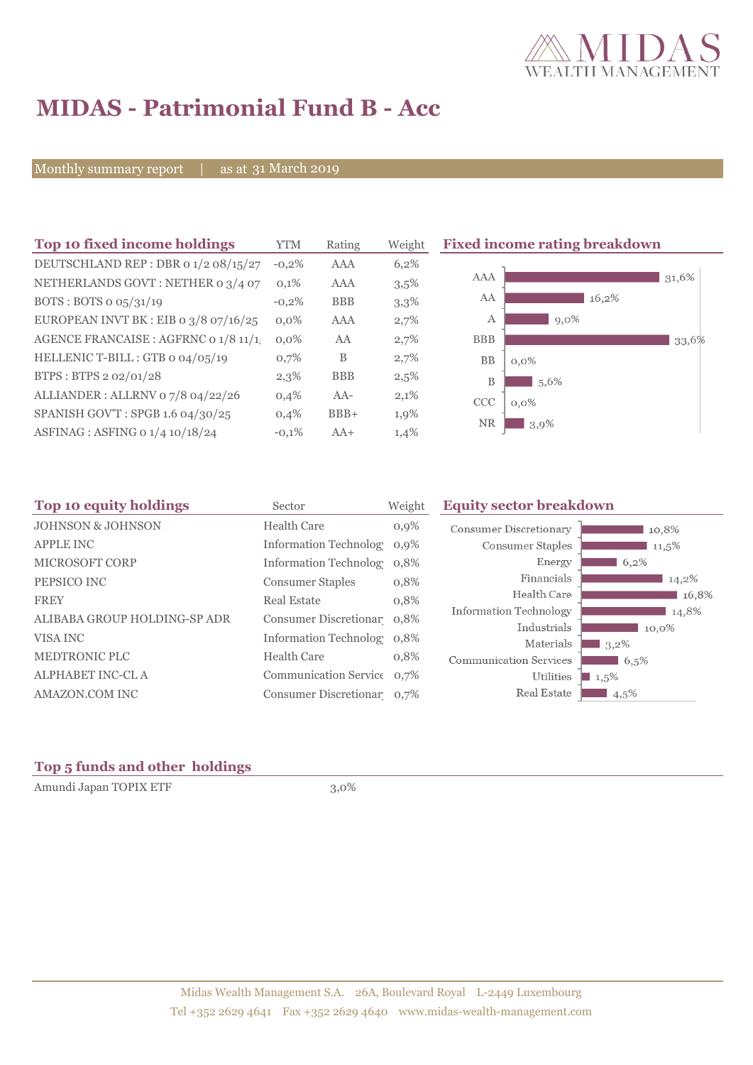# MIDAS - Patrimonial Fund B - Acc

Monthly summary report | as at 31 March 2019

## Top 10 fixed income holdings

| Top 10 fixed income holdings | YTM | Rating | Weight |
|---|---|---|---|
| DEUTSCHLAND REP : DBR 0 1/2 08/15/27 | -0,2% | AAA | 6,2% |
| NETHERLANDS GOVT : NETHER 0 3/4 07 | 0,1% | AAA | 3,5% |
| BOTS : BOTS 0 05/31/19 | -0,2% | BBB | 3,3% |
| EUROPEAN INVT BK : EIB 0 3/8 07/16/25 | 0,0% | AAA | 2,7% |
| AGENCE FRANCAISE : AGFRNC 0 1/8 11/1 | 0,0% | AA | 2,7% |
| HELLENIC T-BILL : GTB 0 04/05/19 | 0,7% | B | 2,7% |
| BTPS : BTPS 2 02/01/28 | 2,3% | BBB | 2,5% |
| ALLIANDER : ALLRNV 0 7/8 04/22/26 | 0,4% | AA- | 2,1% |
| SPANISH GOV'T : SPGB 1.6 04/30/25 | 0,4% | BBB+ | 1,9% |
| ASFINAG : ASFING 0 1/4 10/18/24 | -0,1% | AA+ | 1,4% |

## Fixed income rating breakdown

| Rating | Weight |
|---|---|
| AAA | 31,6% |
| AA | 16,2% |
| A | 9,0% |
| BBB | 33,6% |
| BB | 0,0% |
| B | 5,6% |
| CCC | 0,0% |
| NR | 3,9% |

## Top 10 equity holdings

| Top 10 equity holdings | Sector | Weight |
|---|---|---|
| JOHNSON & JOHNSON | Health Care | 0,9% |
| APPLE INC | Information Technolog | 0,9% |
| MICROSOFT CORP | Information Technolog | 0,8% |
| PEPSICO INC | Consumer Staples | 0,8% |
| FREY | Real Estate | 0,8% |
| ALIBABA GROUP HOLDING-SP ADR | Consumer Discretionar | 0,8% |
| VISA INC | Information Technolog | 0,8% |
| MEDTRONIC PLC | Health Care | 0,8% |
| ALPHABET INC-CL A | Communication Servic | 0,7% |
| AMAZON.COM INC | Consumer Discretionar | 0,7% |

## Equity sector breakdown

| Sector | Weight |
|---|---|
| Consumer Discretionary | 10,8% |
| Consumer Staples | 11,5% |
| Energy | 6,2% |
| Financials | 14,2% |
| Health Care | 16,8% |
| Information Technology | 14,8% |
| Industrials | 10,0% |
| Materials | 3,2% |
| Communication Services | 6,5% |
| Utilities | 1,5% |
| Real Estate | 4,5% |

## Top 5 funds and other holdings

| Holding | Weight |
|---|---|
| Amundi Japan TOPIX ETF | 3,0% |

Midas Wealth Management S.A. 26A, Boulevard Royal L-2449 Luxembourg
Tel +352 2629 4641 Fax +352 2629 4640 www.midas-wealth-management.com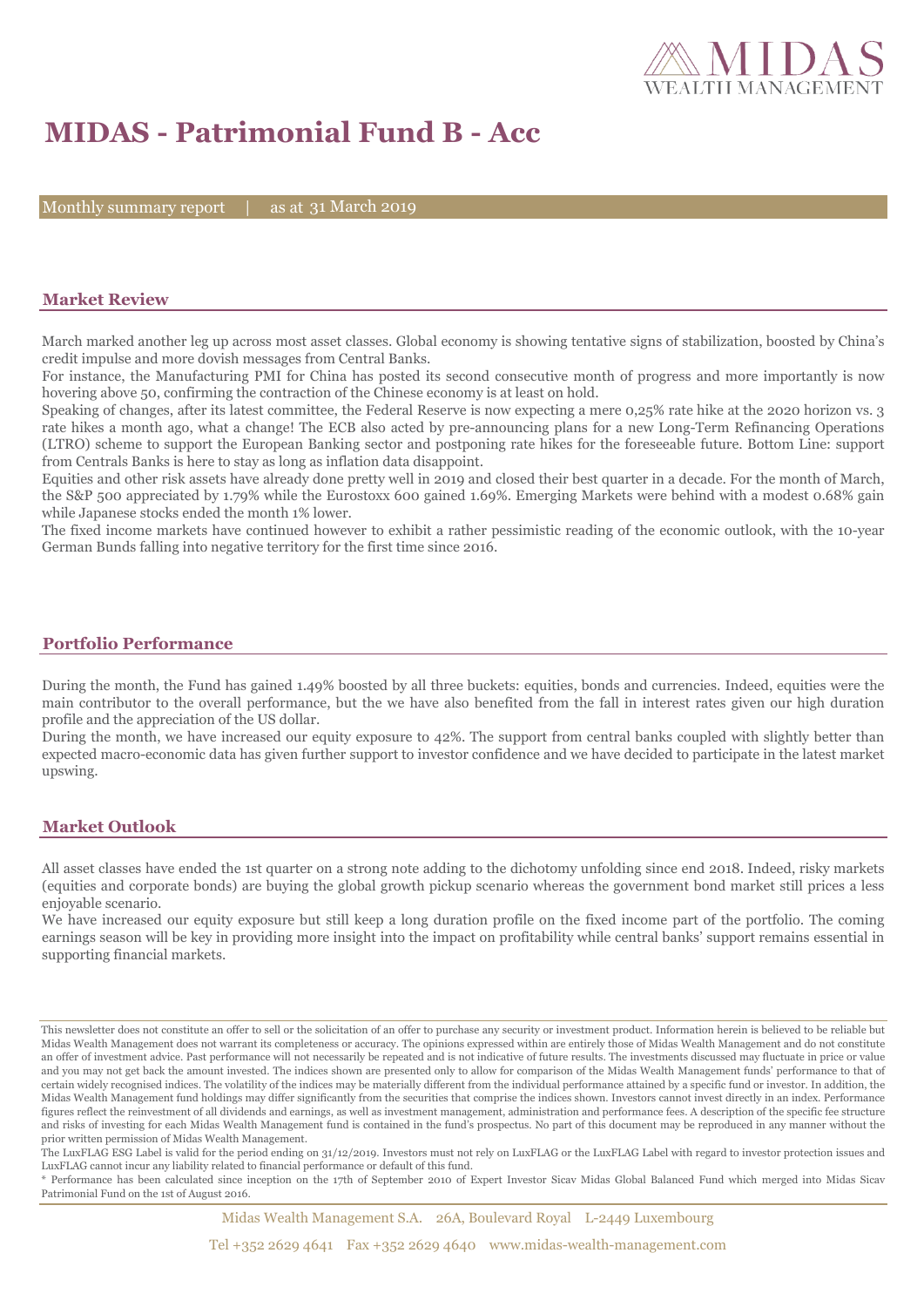# MIDAS - Patrimonial Fund B - Acc

Monthly summary report | as at 31 March 2019

## Market Review

March marked another leg up across most asset classes. Global economy is showing tentative signs of stabilization, boosted by China's credit impulse and more dovish messages from Central Banks.

For instance, the Manufacturing PMI for China has posted its second consecutive month of progress and more importantly is now hovering above 50, confirming the contraction of the Chinese economy is at least on hold.

Speaking of changes, after its latest committee, the Federal Reserve is now expecting a mere 0,25% rate hike at the 2020 horizon vs. 3 rate hikes a month ago, what a change! The ECB also acted by pre-announcing plans for a new Long-Term Refinancing Operations (LTRO) scheme to support the European Banking sector and postponing rate hikes for the foreseeable future. Bottom Line: support from Centrals Banks is here to stay as long as inflation data disappoint.

Equities and other risk assets have already done pretty well in 2019 and closed their best quarter in a decade. For the month of March, the S&P 500 appreciated by 1.79% while the Eurostoxx 600 gained 1.69%. Emerging Markets were behind with a modest 0.68% gain while Japanese stocks ended the month 1% lower.

The fixed income markets have continued however to exhibit a rather pessimistic reading of the economic outlook, with the 10-year German Bunds falling into negative territory for the first time since 2016.

## Portfolio Performance

During the month, the Fund has gained 1.49% boosted by all three buckets: equities, bonds and currencies. Indeed, equities were the main contributor to the overall performance, but the we have also benefited from the fall in interest rates given our high duration profile and the appreciation of the US dollar.

During the month, we have increased our equity exposure to 42%. The support from central banks coupled with slightly better than expected macro-economic data has given further support to investor confidence and we have decided to participate in the latest market upswing.

## Market Outlook

All asset classes have ended the 1st quarter on a strong note adding to the dichotomy unfolding since end 2018. Indeed, risky markets (equities and corporate bonds) are buying the global growth pickup scenario whereas the government bond market still prices a less enjoyable scenario.

We have increased our equity exposure but still keep a long duration profile on the fixed income part of the portfolio. The coming earnings season will be key in providing more insight into the impact on profitability while central banks' support remains essential in supporting financial markets.

This newsletter does not constitute an offer to sell or the solicitation of an offer to purchase any security or investment product. Information herein is believed to be reliable but Midas Wealth Management does not warrant its completeness or accuracy. The opinions expressed within are entirely those of Midas Wealth Management and do not constitute an offer of investment advice. Past performance will not necessarily be repeated and is not indicative of future results. The investments discussed may fluctuate in price or value and you may not get back the amount invested. The indices shown are presented only to allow for comparison of the Midas Wealth Management funds' performance to that of certain widely recognised indices. The volatility of the indices may be materially different from the individual performance attained by a specific fund or investor. In addition, the Midas Wealth Management fund holdings may differ significantly from the securities that comprise the indices shown. Investors cannot invest directly in an index. Performance figures reflect the reinvestment of all dividends and earnings, as well as investment management, administration and performance fees. A description of the specific fee structure and risks of investing for each Midas Wealth Management fund is contained in the fund's prospectus. No part of this document may be reproduced in any manner without the prior written permission of Midas Wealth Management.

The LuxFLAG ESG Label is valid for the period ending on 31/12/2019. Investors must not rely on LuxFLAG or the LuxFLAG Label with regard to investor protection issues and LuxFLAG cannot incur any liability related to financial performance or default of this fund.

\* Performance has been calculated since inception on the 17th of September 2010 of Expert Investor Sicav Midas Global Balanced Fund which merged into Midas Sicav Patrimonial Fund on the 1st of August 2016.

Midas Wealth Management S.A. 26A, Boulevard Royal L-2449 Luxembourg

Tel +352 2629 4641 Fax +352 2629 4640 www.midas-wealth-management.com